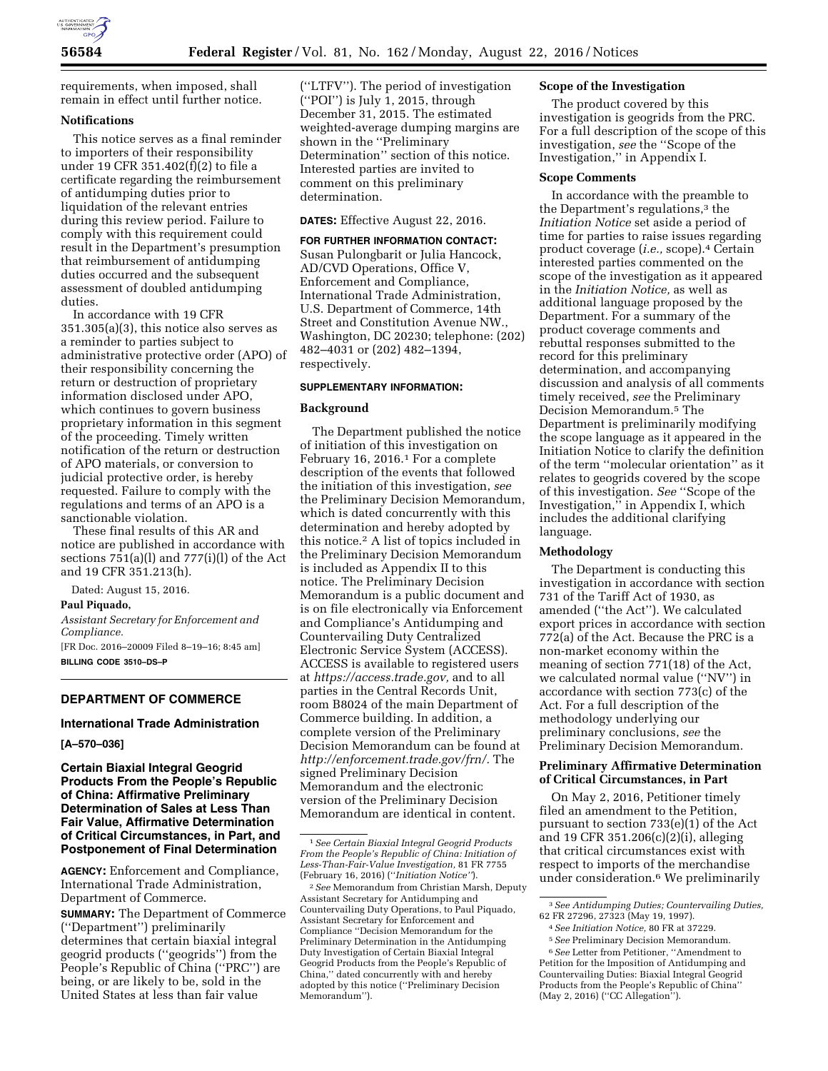requirements, when imposed, shall remain in effect until further notice.

### Notifications

This notice serves as a final reminder to importers of their responsibility under 19 CFR 351.402(f)(2) to file a certificate regarding the reimbursement of antidumping duties prior to liquidation of the relevant entries during this review period. Failure to comply with this requirement could result in the Department's presumption that reimbursement of antidumping duties occurred and the subsequent assessment of doubled antidumping duties.

In accordance with 19 CFR 351.305(a)(3), this notice also serves as a reminder to parties subject to administrative protective order (APO) of their responsibility concerning the return or destruction of proprietary information disclosed under APO, which continues to govern business proprietary information in this segment of the proceeding. Timely written notification of the return or destruction of APO materials, or conversion to judicial protective order, is hereby requested. Failure to comply with the regulations and terms of an APO is a sanctionable violation.

These final results of this AR and notice are published in accordance with sections 751(a)(l) and 777(i)(l) of the Act and 19 CFR 351.213(h).

Dated: August 15, 2016.

**Paul Piquado,**

*Assistant Secretary for Enforcement and Compliance.*

[FR Doc. 2016–20009 Filed 8–19–16; 8:45 am]

**BILLING CODE 3510–DS–P**

## DEPARTMENT OF COMMERCE

### International Trade Administration

**[A–570–036]**

### Certain Biaxial Integral Geogrid Products From the People's Republic of China: Affirmative Preliminary Determination of Sales at Less Than Fair Value, Affirmative Determination of Critical Circumstances, in Part, and Postponement of Final Determination

**AGENCY:** Enforcement and Compliance, International Trade Administration, Department of Commerce.

**SUMMARY:** The Department of Commerce (''Department'') preliminarily determines that certain biaxial integral geogrid products (''geogrids'') from the People's Republic of China (''PRC'') are being, or are likely to be, sold in the United States at less than fair value (''LTFV''). The period of investigation (''POI'') is July 1, 2015, through December 31, 2015. The estimated weighted-average dumping margins are shown in the ''Preliminary Determination'' section of this notice. Interested parties are invited to comment on this preliminary determination.

**DATES:** Effective August 22, 2016.

**FOR FURTHER INFORMATION CONTACT:** Susan Pulongbarit or Julia Hancock, AD/CVD Operations, Office V, Enforcement and Compliance, International Trade Administration, U.S. Department of Commerce, 14th Street and Constitution Avenue NW., Washington, DC 20230; telephone: (202) 482–4031 or (202) 482–1394, respectively.

**SUPPLEMENTARY INFORMATION:**

### Background

The Department published the notice of initiation of this investigation on February 16, 2016.[1] For a complete description of the events that followed the initiation of this investigation, *see* the Preliminary Decision Memorandum, which is dated concurrently with this determination and hereby adopted by this notice.[2] A list of topics included in the Preliminary Decision Memorandum is included as Appendix II to this notice. The Preliminary Decision Memorandum is a public document and is on file electronically via Enforcement and Compliance's Antidumping and Countervailing Duty Centralized Electronic Service System (ACCESS). ACCESS is available to registered users at *https://access.trade.gov,* and to all parties in the Central Records Unit, room B8024 of the main Department of Commerce building. In addition, a complete version of the Preliminary Decision Memorandum can be found at *http://enforcement.trade.gov/frn/.* The signed Preliminary Decision Memorandum and the electronic version of the Preliminary Decision Memorandum are identical in content.

### Scope of the Investigation

The product covered by this investigation is geogrids from the PRC. For a full description of the scope of this investigation, *see* the ''Scope of the Investigation,'' in Appendix I.

### Scope Comments

In accordance with the preamble to the Department's regulations,[3] the *Initiation Notice* set aside a period of time for parties to raise issues regarding product coverage (*i.e.,* scope).[4] Certain interested parties commented on the scope of the investigation as it appeared in the *Initiation Notice,* as well as additional language proposed by the Department. For a summary of the product coverage comments and rebuttal responses submitted to the record for this preliminary determination, and accompanying discussion and analysis of all comments timely received, *see* the Preliminary Decision Memorandum.[5] The Department is preliminarily modifying the scope language as it appeared in the Initiation Notice to clarify the definition of the term ''molecular orientation'' as it relates to geogrids covered by the scope of this investigation. *See* ''Scope of the Investigation,'' in Appendix I, which includes the additional clarifying language.

### Methodology

The Department is conducting this investigation in accordance with section 731 of the Tariff Act of 1930, as amended (''the Act''). We calculated export prices in accordance with section 772(a) of the Act. Because the PRC is a non-market economy within the meaning of section 771(18) of the Act, we calculated normal value (''NV'') in accordance with section 773(c) of the Act. For a full description of the methodology underlying our preliminary conclusions, *see* the Preliminary Decision Memorandum.

### Preliminary Affirmative Determination of Critical Circumstances, in Part

On May 2, 2016, Petitioner timely filed an amendment to the Petition, pursuant to section 733(e)(1) of the Act and 19 CFR 351.206(c)(2)(i), alleging that critical circumstances exist with respect to imports of the merchandise under consideration.[6] We preliminarily

---

[1] *See Certain Biaxial Integral Geogrid Products From the People's Republic of China: Initiation of Less-Than-Fair-Value Investigation,* 81 FR 7755 (February 16, 2016) (''*Initiation Notice''*).

[2] *See* Memorandum from Christian Marsh, Deputy Assistant Secretary for Antidumping and Countervailing Duty Operations, to Paul Piquado, Assistant Secretary for Enforcement and Compliance ''Decision Memorandum for the Preliminary Determination in the Antidumping Duty Investigation of Certain Biaxial Integral Geogrid Products from the People's Republic of China,'' dated concurrently with and hereby adopted by this notice (''Preliminary Decision Memorandum'').

[3] *See Antidumping Duties; Countervailing Duties,* 62 FR 27296, 27323 (May 19, 1997).

[4] *See Initiation Notice,* 80 FR at 37229.

[5] *See* Preliminary Decision Memorandum.

[6] *See* Letter from Petitioner, ''Amendment to Petition for the Imposition of Antidumping and Countervailing Duties: Biaxial Integral Geogrid Products from the People's Republic of China'' (May 2, 2016) (''CC Allegation'').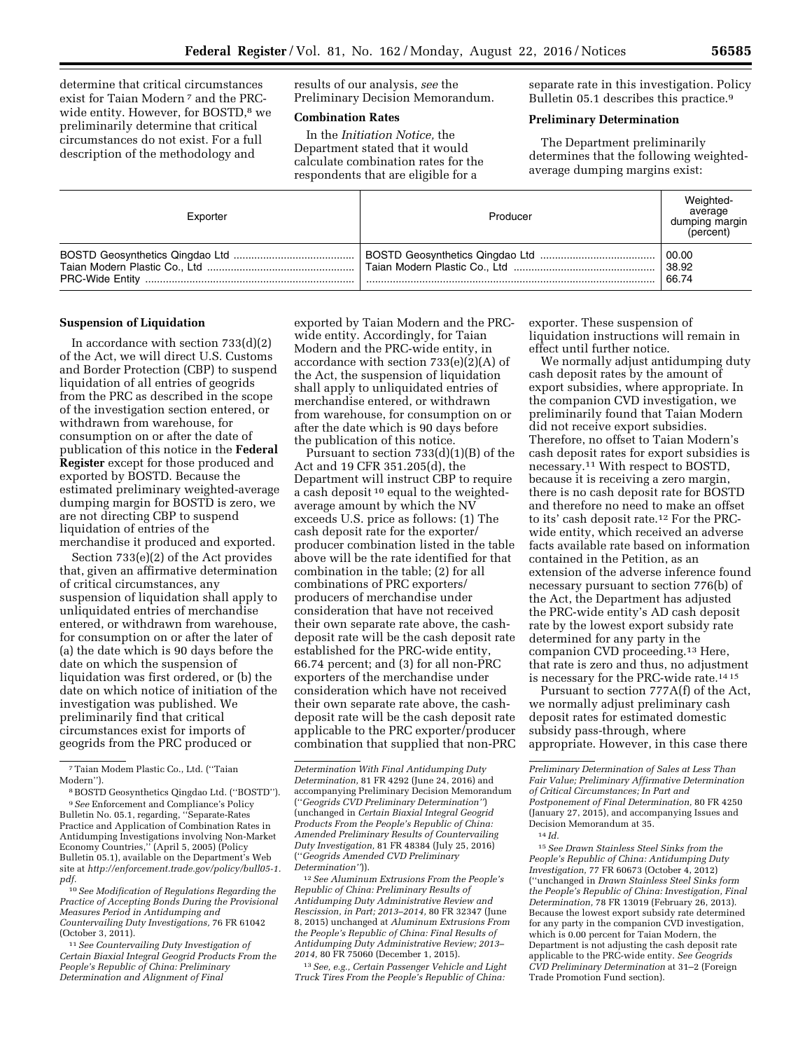determine that critical circumstances exist for Taian Modern [7] and the PRC-wide entity. However, for BOSTD,[8] we preliminarily determine that critical circumstances do not exist. For a full description of the methodology and results of our analysis, *see* the Preliminary Decision Memorandum.

### Combination Rates

In the *Initiation Notice,* the Department stated that it would calculate combination rates for the respondents that are eligible for a separate rate in this investigation. Policy Bulletin 05.1 describes this practice.[9]

### Preliminary Determination

The Department preliminarily determines that the following weighted-average dumping margins exist:

| Exporter | Producer | Weighted-average dumping margin (percent) |
|---|---|---|
| BOSTD Geosynthetics Qingdao Ltd | BOSTD Geosynthetics Qingdao Ltd | 00.00 |
| Taian Modern Plastic Co., Ltd | Taian Modern Plastic Co., Ltd | 38.92 |
| PRC-Wide Entity | | 66.74 |

### Suspension of Liquidation

In accordance with section 733(d)(2) of the Act, we will direct U.S. Customs and Border Protection (CBP) to suspend liquidation of all entries of geogrids from the PRC as described in the scope of the investigation section entered, or withdrawn from warehouse, for consumption on or after the date of publication of this notice in the **Federal Register** except for those produced and exported by BOSTD. Because the estimated preliminary weighted-average dumping margin for BOSTD is zero, we are not directing CBP to suspend liquidation of entries of the merchandise it produced and exported.

Section 733(e)(2) of the Act provides that, given an affirmative determination of critical circumstances, any suspension of liquidation shall apply to unliquidated entries of merchandise entered, or withdrawn from warehouse, for consumption on or after the later of (a) the date which is 90 days before the date on which the suspension of liquidation was first ordered, or (b) the date on which notice of initiation of the investigation was published. We preliminarily find that critical circumstances exist for imports of geogrids from the PRC produced or exported by Taian Modern and the PRC-wide entity. Accordingly, for Taian Modern and the PRC-wide entity, in accordance with section 733(e)(2)(A) of the Act, the suspension of liquidation shall apply to unliquidated entries of merchandise entered, or withdrawn from warehouse, for consumption on or after the date which is 90 days before the publication of this notice.

Pursuant to section 733(d)(1)(B) of the Act and 19 CFR 351.205(d), the Department will instruct CBP to require a cash deposit [10] equal to the weighted-average amount by which the NV exceeds U.S. price as follows: (1) The cash deposit rate for the exporter/producer combination listed in the table above will be the rate identified for that combination in the table; (2) for all combinations of PRC exporters/producers of merchandise under consideration that have not received their own separate rate above, the cash-deposit rate will be the cash deposit rate established for the PRC-wide entity, 66.74 percent; and (3) for all non-PRC exporters of the merchandise under consideration which have not received their own separate rate above, the cash-deposit rate will be the cash deposit rate applicable to the PRC exporter/producer combination that supplied that non-PRC exporter. These suspension of liquidation instructions will remain in effect until further notice.

We normally adjust antidumping duty cash deposit rates by the amount of export subsidies, where appropriate. In the companion CVD investigation, we preliminarily found that Taian Modern did not receive export subsidies. Therefore, no offset to Taian Modern's cash deposit rates for export subsidies is necessary.[11] With respect to BOSTD, because it is receiving a zero margin, there is no cash deposit rate for BOSTD and therefore no need to make an offset to its' cash deposit rate.[12] For the PRC-wide entity, which received an adverse facts available rate based on information contained in the Petition, as an extension of the adverse inference found necessary pursuant to section 776(b) of the Act, the Department has adjusted the PRC-wide entity's AD cash deposit rate by the lowest export subsidy rate determined for any party in the companion CVD proceeding.[13] Here, that rate is zero and thus, no adjustment is necessary for the PRC-wide rate.[14] [15]

Pursuant to section 777A(f) of the Act, we normally adjust preliminary cash deposit rates for estimated domestic subsidy pass-through, where appropriate. However, in this case there

---

[7] Taian Modem Plastic Co., Ltd. (''Taian Modern'').

[8] BOSTD Geosynthetics Qingdao Ltd. (''BOSTD'').

[9] *See* Enforcement and Compliance's Policy Bulletin No. 05.1, regarding, ''Separate-Rates Practice and Application of Combination Rates in Antidumping Investigations involving Non-Market Economy Countries,'' (April 5, 2005) (Policy Bulletin 05.1), available on the Department's Web site at *http://enforcement.trade.gov/policy/bull05-1.pdf.*

[10] *See Modification of Regulations Regarding the Practice of Accepting Bonds During the Provisional Measures Period in Antidumping and Countervailing Duty Investigations,* 76 FR 61042 (October 3, 2011).

[11] *See Countervailing Duty Investigation of Certain Biaxial Integral Geogrid Products From the People's Republic of China: Preliminary Determination and Alignment of Final Determination With Final Antidumping Duty Determination,* 81 FR 4292 (June 24, 2016) and accompanying Preliminary Decision Memorandum (''*Geogrids CVD Preliminary Determination''*) (unchanged in *Certain Biaxial Integral Geogrid Products From the People's Republic of China: Amended Preliminary Results of Countervailing Duty Investigation,* 81 FR 48384 (July 25, 2016) (''*Geogrids Amended CVD Preliminary Determination''*)).

[12] *See Aluminum Extrusions From the People's Republic of China: Preliminary Results of Antidumping Duty Administrative Review and Rescission, in Part; 2013–2014,* 80 FR 32347 (June 8, 2015) unchanged at *Aluminum Extrusions From the People's Republic of China: Final Results of Antidumping Duty Administrative Review; 2013–2014,* 80 FR 75060 (December 1, 2015).

[13] *See, e.g., Certain Passenger Vehicle and Light Truck Tires From the People's Republic of China: Preliminary Determination of Sales at Less Than Fair Value; Preliminary Affirmative Determination of Critical Circumstances; In Part and Postponement of Final Determination,* 80 FR 4250 (January 27, 2015), and accompanying Issues and Decision Memorandum at 35.

[14] *Id.*

[15] *See Drawn Stainless Steel Sinks from the People's Republic of China: Antidumping Duty Investigation,* 77 FR 60673 (October 4, 2012) (''unchanged in *Drawn Stainless Steel Sinks form the People's Republic of China: Investigation, Final Determination,* 78 FR 13019 (February 26, 2013). Because the lowest export subsidy rate determined for any party in the companion CVD investigation, which is 0.00 percent for Taian Modern, the Department is not adjusting the cash deposit rate applicable to the PRC-wide entity. *See Geogrids CVD Preliminary Determination* at 31–2 (Foreign Trade Promotion Fund section).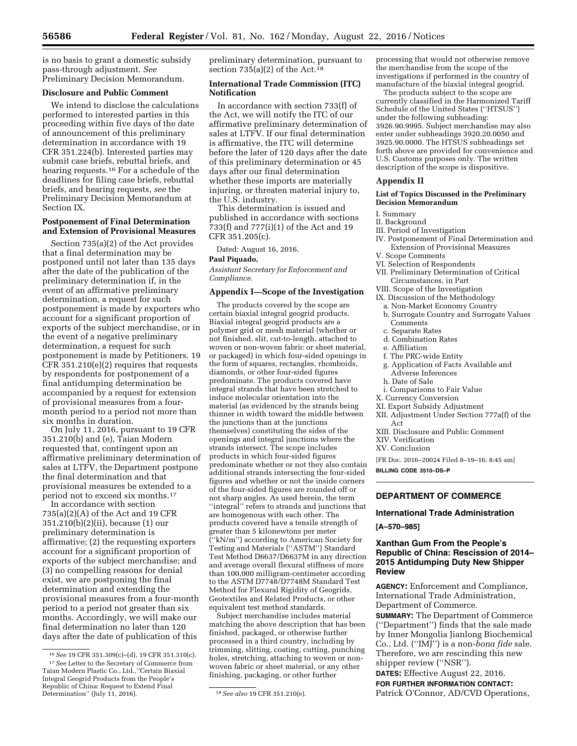is no basis to grant a domestic subsidy pass-through adjustment. *See* Preliminary Decision Memorandum.

**Disclosure and Public Comment**

We intend to disclose the calculations performed to interested parties in this proceeding within five days of the date of announcement of this preliminary determination in accordance with 19 CFR 351.224(b). Interested parties may submit case briefs, rebuttal briefs, and hearing requests.[16] For a schedule of the deadlines for filing case briefs, rebuttal briefs, and hearing requests, *see* the Preliminary Decision Memorandum at Section IX.

**Postponement of Final Determination and Extension of Provisional Measures**

Section 735(a)(2) of the Act provides that a final determination may be postponed until not later than 135 days after the date of the publication of the preliminary determination if, in the event of an affirmative preliminary determination, a request for such postponement is made by exporters who account for a significant proportion of exports of the subject merchandise, or in the event of a negative preliminary determination, a request for such postponement is made by Petitioners. 19 CFR 351.210(e)(2) requires that requests by respondents for postponement of a final antidumping determination be accompanied by a request for extension of provisional measures from a four-month period to a period not more than six months in duration.

On July 11, 2016, pursuant to 19 CFR 351.210(b) and (e), Taian Modern requested that, contingent upon an affirmative preliminary determination of sales at LTFV, the Department postpone the final determination and that provisional measures be extended to a period not to exceed six months.[17]

In accordance with section 735(a)(2)(A) of the Act and 19 CFR 351.210(b)(2)(ii), because (1) our preliminary determination is affirmative; (2) the requesting exporters account for a significant proportion of exports of the subject merchandise; and (3) no compelling reasons for denial exist, we are postponing the final determination and extending the provisional measures from a four-month period to a period not greater than six months. Accordingly, we will make our final determination no later than 120 days after the date of publication of this preliminary determination, pursuant to section 735(a)(2) of the Act.[18]

**International Trade Commission (ITC) Notification**

In accordance with section 733(f) of the Act, we will notify the ITC of our affirmative preliminary determination of sales at LTFV. If our final determination is affirmative, the ITC will determine before the later of 120 days after the date of this preliminary determination or 45 days after our final determination whether these imports are materially injuring, or threaten material injury to, the U.S. industry.

This determination is issued and published in accordance with sections 733(f) and 777(i)(1) of the Act and 19 CFR 351.205(c).

Dated: August 16, 2016.

**Paul Piquado,**

*Assistant Secretary for Enforcement and Compliance.*

## Appendix I—Scope of the Investigation

The products covered by the scope are certain biaxial integral geogrid products. Biaxial integral geogrid products are a polymer grid or mesh material (whether or not finished, slit, cut-to-length, attached to woven or non-woven fabric or sheet material, or packaged) in which four-sided openings in the form of squares, rectangles, rhomboids, diamonds, or other four-sided figures predominate. The products covered have integral strands that have been stretched to induce molecular orientation into the material (as evidenced by the strands being thinner in width toward the middle between the junctions than at the junctions themselves) constituting the sides of the openings and integral junctions where the strands intersect. The scope includes products in which four-sided figures predominate whether or not they also contain additional strands intersecting the four-sided figures and whether or not the inside corners of the four-sided figures are rounded off or not sharp angles. As used herein, the term ''integral'' refers to strands and junctions that are homogenous with each other. The products covered have a tensile strength of greater than 5 kilonewtons per meter (''kN/m'') according to American Society for Testing and Materials (''ASTM'') Standard Test Method D6637/D6637M in any direction and average overall flexural stiffness of more than 100,000 milligram-centimeter according to the ASTM D7748/D7748M Standard Test Method for Flexural Rigidity of Geogrids, Geotextiles and Related Products, or other equivalent test method standards.

Subject merchandise includes material matching the above description that has been finished, packaged, or otherwise further processed in a third country, including by trimming, slitting, coating, cutting, punching holes, stretching, attaching to woven or non-woven fabric or sheet material, or any other finishing, packaging, or other further processing that would not otherwise remove the merchandise from the scope of the investigations if performed in the country of manufacture of the biaxial integral geogrid.

The products subject to the scope are currently classified in the Harmonized Tariff Schedule of the United States (''HTSUS'') under the following subheading: 3926.90.9995. Subject merchandise may also enter under subheadings 3920.20.0050 and 3925.90.0000. The HTSUS subheadings set forth above are provided for convenience and U.S. Customs purposes only. The written description of the scope is dispositive.

## Appendix II

**List of Topics Discussed in the Preliminary Decision Memorandum**

I. Summary
II. Background
III. Period of Investigation
IV. Postponement of Final Determination and Extension of Provisional Measures
V. Scope Comments
VI. Selection of Respondents
VII. Preliminary Determination of Critical Circumstances, in Part
VIII. Scope of the Investigation
IX. Discussion of the Methodology
 a. Non-Market Economy Country
 b. Surrogate Country and Surrogate Values Comments
 c. Separate Rates
 d. Combination Rates
 e. Affiliation
 f. The PRC-wide Entity
 g. Application of Facts Available and Adverse Inferences
 h. Date of Sale
 i. Comparisons to Fair Value
X. Currency Conversion
XI. Export Subsidy Adjustment
XII. Adjustment Under Section 777a(f) of the Act
XIII. Disclosure and Public Comment
XIV. Verification
XV. Conclusion

[FR Doc. 2016–20024 Filed 8–19–16; 8:45 am]

**BILLING CODE 3510–DS–P**

---

[16] *See* 19 CFR 351.309(c)–(d), 19 CFR 351.310(c).

[17] *See* Letter to the Secretary of Commerce from Taian Modern Plastic Co., Ltd.,''Certain Biaxial Integral Geogrid Products from the People's Republic of China: Request to Extend Final Determination'' (July 11, 2016).

[18] *See also* 19 CFR 351.210(e).

---

# DEPARTMENT OF COMMERCE

## International Trade Administration

**[A–570–985]**

## Xanthan Gum From the People's Republic of China: Rescission of 2014–2015 Antidumping Duty New Shipper Review

**AGENCY:** Enforcement and Compliance, International Trade Administration, Department of Commerce.

**SUMMARY:** The Department of Commerce (''Department'') finds that the sale made by Inner Mongolia Jianlong Biochemical Co., Ltd. (''IMJ'') is a non-*bona fide* sale. Therefore, we are rescinding this new shipper review (''NSR'').

**DATES:** Effective August 22, 2016.

**FOR FURTHER INFORMATION CONTACT:** Patrick O'Connor, AD/CVD Operations,